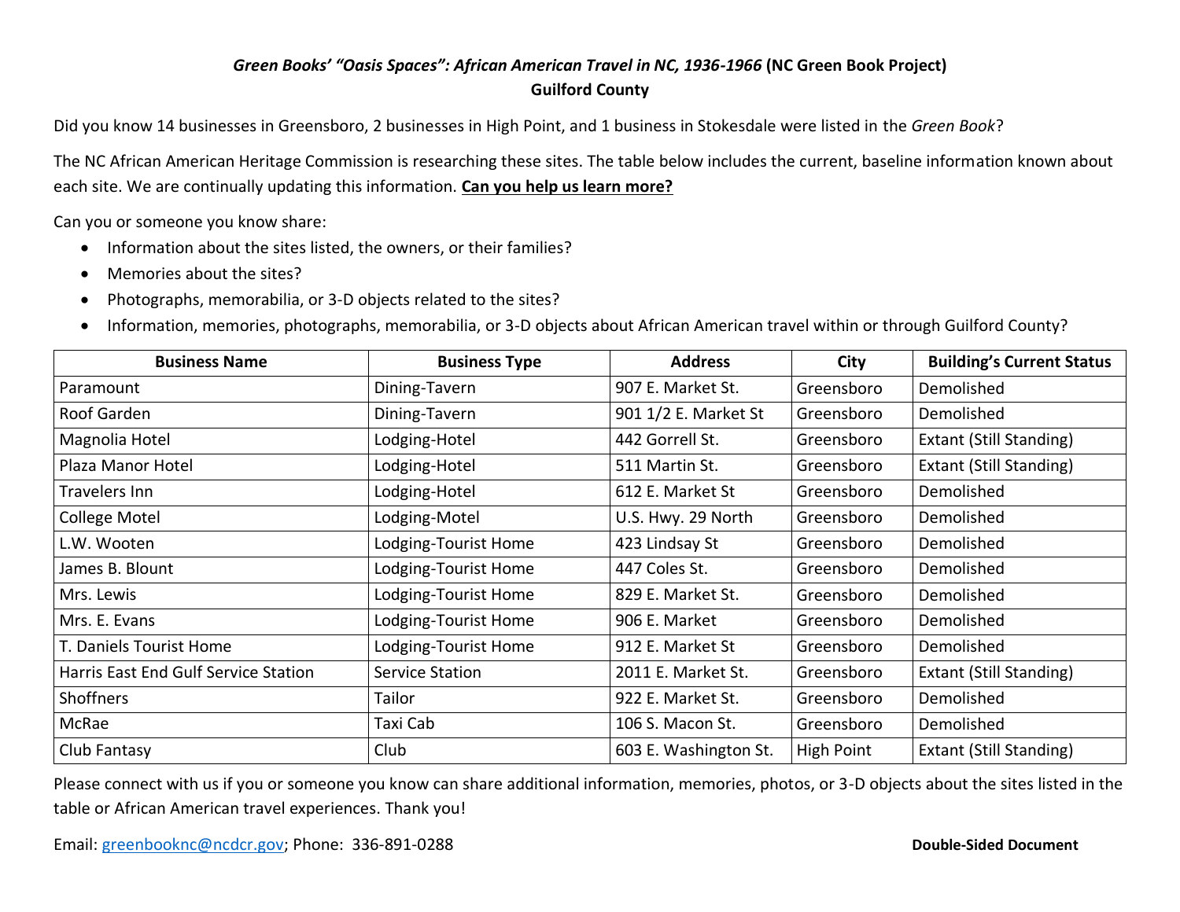# *Green Books' "Oasis Spaces": African American Travel in NC, 1936-1966* (NC Green Book Project)
## Guilford County

Did you know 14 businesses in Greensboro, 2 businesses in High Point, and 1 business in Stokesdale were listed in the *Green Book*?

The NC African American Heritage Commission is researching these sites. The table below includes the current, baseline information known about each site. We are continually updating this information. **Can you help us learn more?**

Can you or someone you know share:

- Information about the sites listed, the owners, or their families?
- Memories about the sites?
- Photographs, memorabilia, or 3-D objects related to the sites?
- Information, memories, photographs, memorabilia, or 3-D objects about African American travel within or through Guilford County?

| Business Name | Business Type | Address | City | Building's Current Status |
| --- | --- | --- | --- | --- |
| Paramount | Dining-Tavern | 907 E. Market St. | Greensboro | Demolished |
| Roof Garden | Dining-Tavern | 901 1/2 E. Market St | Greensboro | Demolished |
| Magnolia Hotel | Lodging-Hotel | 442 Gorrell St. | Greensboro | Extant (Still Standing) |
| Plaza Manor Hotel | Lodging-Hotel | 511 Martin St. | Greensboro | Extant (Still Standing) |
| Travelers Inn | Lodging-Hotel | 612 E. Market St | Greensboro | Demolished |
| College Motel | Lodging-Motel | U.S. Hwy. 29 North | Greensboro | Demolished |
| L.W. Wooten | Lodging-Tourist Home | 423 Lindsay St | Greensboro | Demolished |
| James B. Blount | Lodging-Tourist Home | 447 Coles St. | Greensboro | Demolished |
| Mrs. Lewis | Lodging-Tourist Home | 829 E. Market St. | Greensboro | Demolished |
| Mrs. E. Evans | Lodging-Tourist Home | 906 E. Market | Greensboro | Demolished |
| T. Daniels Tourist Home | Lodging-Tourist Home | 912 E. Market St | Greensboro | Demolished |
| Harris East End Gulf Service Station | Service Station | 2011 E. Market St. | Greensboro | Extant (Still Standing) |
| Shoffners | Tailor | 922 E. Market St. | Greensboro | Demolished |
| McRae | Taxi Cab | 106 S. Macon St. | Greensboro | Demolished |
| Club Fantasy | Club | 603 E. Washington St. | High Point | Extant (Still Standing) |

Please connect with us if you or someone you know can share additional information, memories, photos, or 3-D objects about the sites listed in the table or African American travel experiences. Thank you!

Email: greenbooknc@ncdcr.gov; Phone: 336-891-0288

**Double-Sided Document**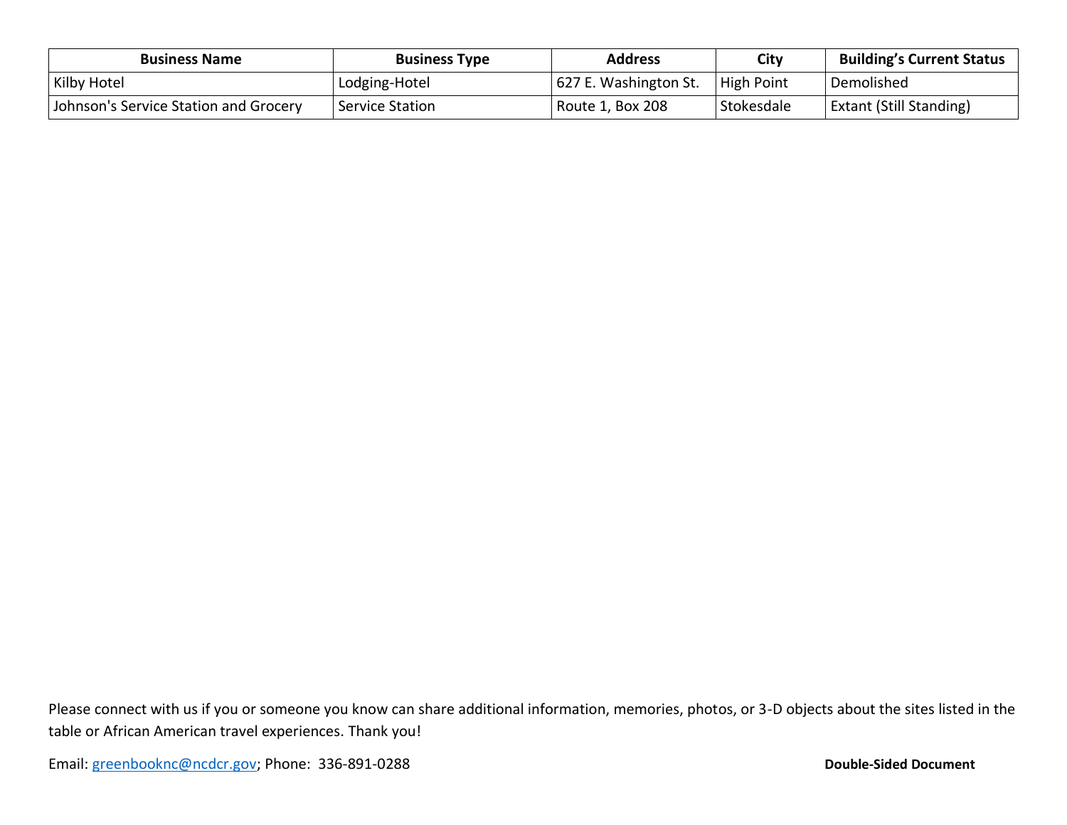| Business Name | Business Type | Address | City | Building's Current Status |
|---|---|---|---|---|
| Kilby Hotel | Lodging-Hotel | 627 E. Washington St. | High Point | Demolished |
| Johnson's Service Station and Grocery | Service Station | Route 1, Box 208 | Stokesdale | Extant (Still Standing) |

Please connect with us if you or someone you know can share additional information, memories, photos, or 3-D objects about the sites listed in the table or African American travel experiences. Thank you!

Email: greenbooknc@ncdcr.gov; Phone: 336-891-0288

**Double-Sided Document**